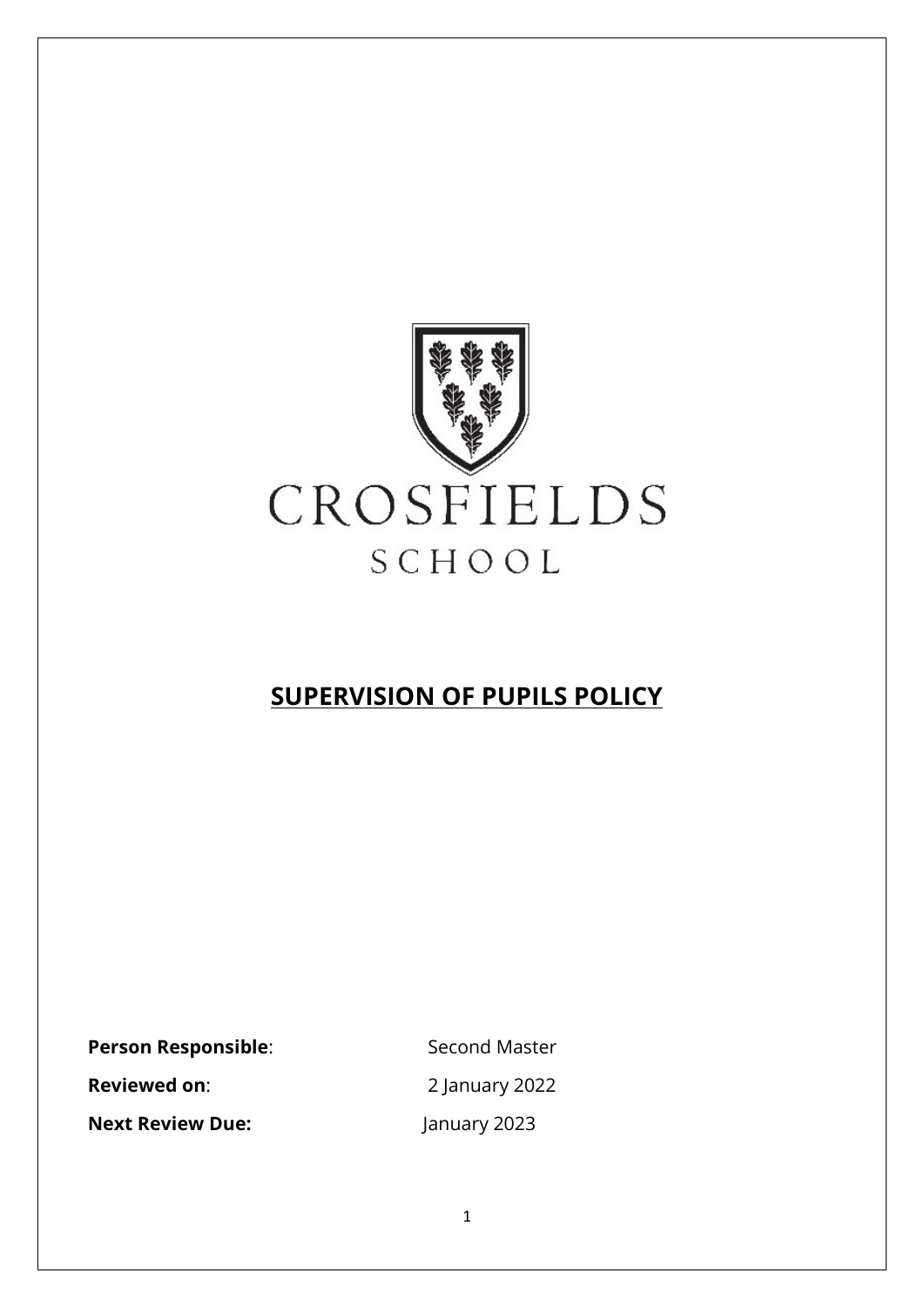CROSFIELDS

SCHOOL

# SUPERVISION OF PUPILS POLICY

**Person Responsible**: Second Master

**Reviewed on**: 2 January 2022

**Next Review Due:** January 2023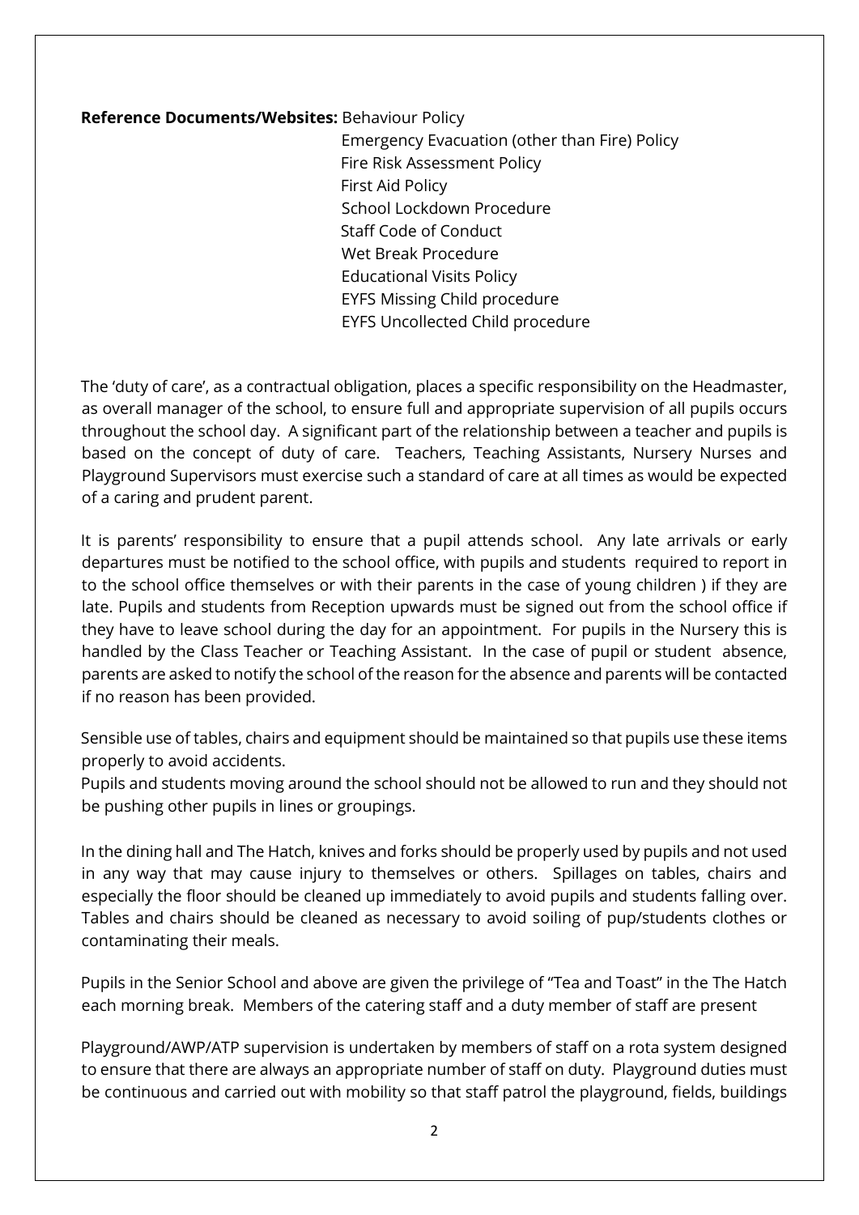**Reference Documents/Websites:** Behaviour Policy
Emergency Evacuation (other than Fire) Policy
Fire Risk Assessment Policy
First Aid Policy
School Lockdown Procedure
Staff Code of Conduct
Wet Break Procedure
Educational Visits Policy
EYFS Missing Child procedure
EYFS Uncollected Child procedure

The 'duty of care', as a contractual obligation, places a specific responsibility on the Headmaster, as overall manager of the school, to ensure full and appropriate supervision of all pupils occurs throughout the school day. A significant part of the relationship between a teacher and pupils is based on the concept of duty of care. Teachers, Teaching Assistants, Nursery Nurses and Playground Supervisors must exercise such a standard of care at all times as would be expected of a caring and prudent parent.

It is parents' responsibility to ensure that a pupil attends school. Any late arrivals or early departures must be notified to the school office, with pupils and students required to report in to the school office themselves or with their parents in the case of young children ) if they are late. Pupils and students from Reception upwards must be signed out from the school office if they have to leave school during the day for an appointment. For pupils in the Nursery this is handled by the Class Teacher or Teaching Assistant. In the case of pupil or student absence, parents are asked to notify the school of the reason for the absence and parents will be contacted if no reason has been provided.

Sensible use of tables, chairs and equipment should be maintained so that pupils use these items properly to avoid accidents.
Pupils and students moving around the school should not be allowed to run and they should not be pushing other pupils in lines or groupings.

In the dining hall and The Hatch, knives and forks should be properly used by pupils and not used in any way that may cause injury to themselves or others. Spillages on tables, chairs and especially the floor should be cleaned up immediately to avoid pupils and students falling over. Tables and chairs should be cleaned as necessary to avoid soiling of pup/students clothes or contaminating their meals.

Pupils in the Senior School and above are given the privilege of "Tea and Toast" in the The Hatch each morning break. Members of the catering staff and a duty member of staff are present

Playground/AWP/ATP supervision is undertaken by members of staff on a rota system designed to ensure that there are always an appropriate number of staff on duty. Playground duties must be continuous and carried out with mobility so that staff patrol the playground, fields, buildings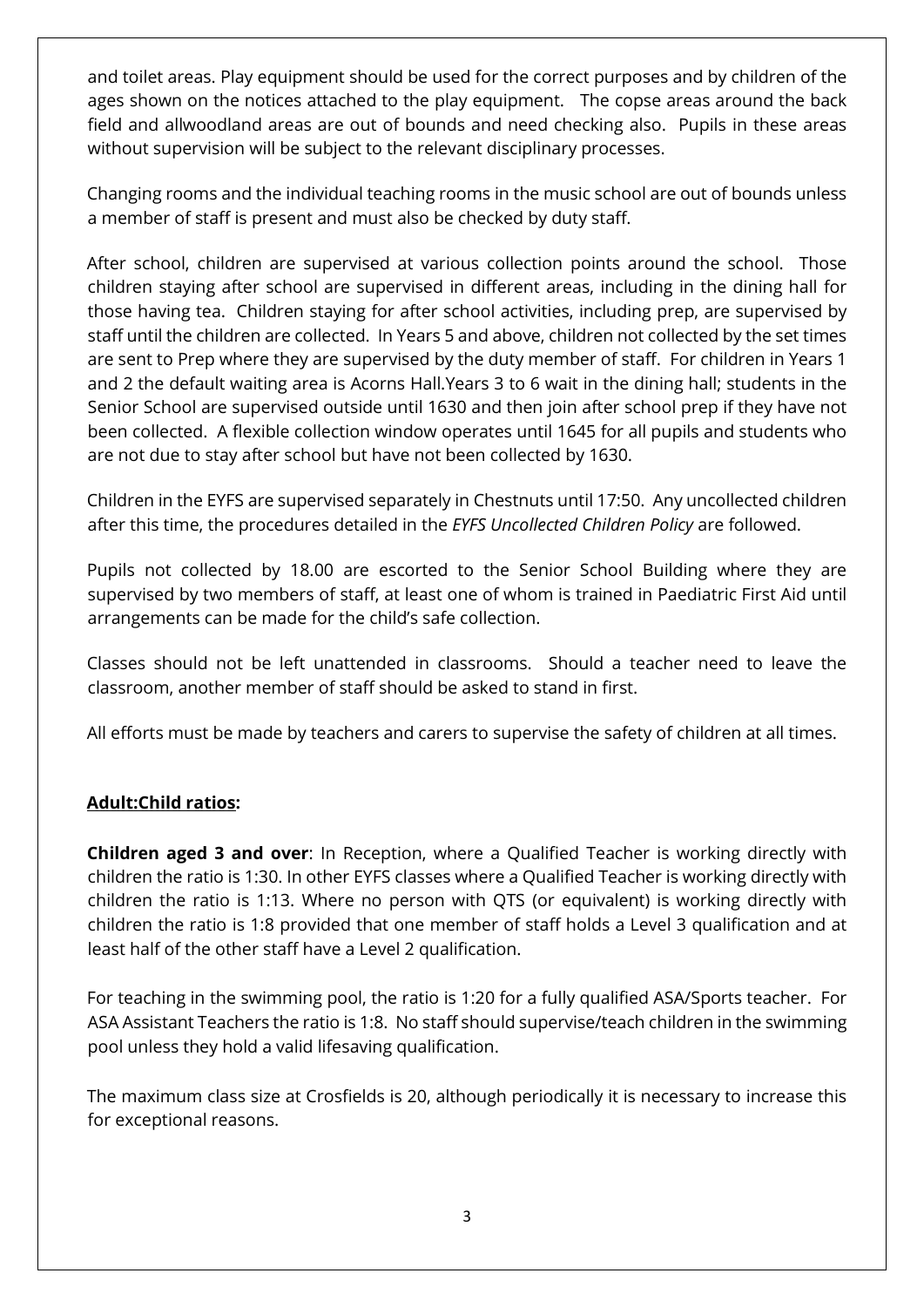and toilet areas. Play equipment should be used for the correct purposes and by children of the ages shown on the notices attached to the play equipment. The copse areas around the back field and allwoodland areas are out of bounds and need checking also. Pupils in these areas without supervision will be subject to the relevant disciplinary processes.

Changing rooms and the individual teaching rooms in the music school are out of bounds unless a member of staff is present and must also be checked by duty staff.

After school, children are supervised at various collection points around the school. Those children staying after school are supervised in different areas, including in the dining hall for those having tea. Children staying for after school activities, including prep, are supervised by staff until the children are collected. In Years 5 and above, children not collected by the set times are sent to Prep where they are supervised by the duty member of staff. For children in Years 1 and 2 the default waiting area is Acorns Hall.Years 3 to 6 wait in the dining hall; students in the Senior School are supervised outside until 1630 and then join after school prep if they have not been collected. A flexible collection window operates until 1645 for all pupils and students who are not due to stay after school but have not been collected by 1630.

Children in the EYFS are supervised separately in Chestnuts until 17:50. Any uncollected children after this time, the procedures detailed in the *EYFS Uncollected Children Policy* are followed.

Pupils not collected by 18.00 are escorted to the Senior School Building where they are supervised by two members of staff, at least one of whom is trained in Paediatric First Aid until arrangements can be made for the child's safe collection.

Classes should not be left unattended in classrooms. Should a teacher need to leave the classroom, another member of staff should be asked to stand in first.

All efforts must be made by teachers and carers to supervise the safety of children at all times.

## Adult:Child ratios:

**Children aged 3 and over**: In Reception, where a Qualified Teacher is working directly with children the ratio is 1:30. In other EYFS classes where a Qualified Teacher is working directly with children the ratio is 1:13. Where no person with QTS (or equivalent) is working directly with children the ratio is 1:8 provided that one member of staff holds a Level 3 qualification and at least half of the other staff have a Level 2 qualification.

For teaching in the swimming pool, the ratio is 1:20 for a fully qualified ASA/Sports teacher. For ASA Assistant Teachers the ratio is 1:8. No staff should supervise/teach children in the swimming pool unless they hold a valid lifesaving qualification.

The maximum class size at Crosfields is 20, although periodically it is necessary to increase this for exceptional reasons.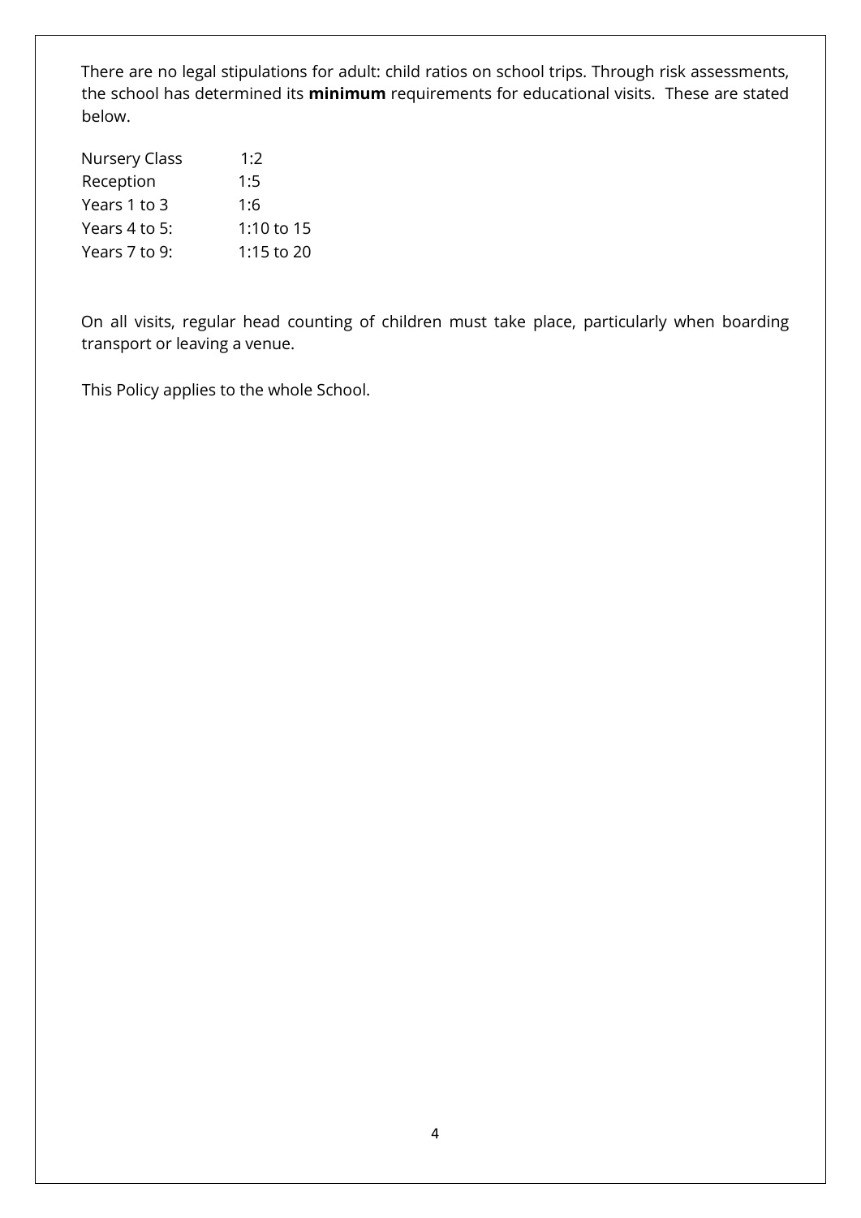There are no legal stipulations for adult: child ratios on school trips. Through risk assessments, the school has determined its **minimum** requirements for educational visits. These are stated below.

| | |
|---|---|
| Nursery Class | 1:2 |
| Reception | 1:5 |
| Years 1 to 3 | 1:6 |
| Years 4 to 5: | 1:10 to 15 |
| Years 7 to 9: | 1:15 to 20 |

On all visits, regular head counting of children must take place, particularly when boarding transport or leaving a venue.

This Policy applies to the whole School.